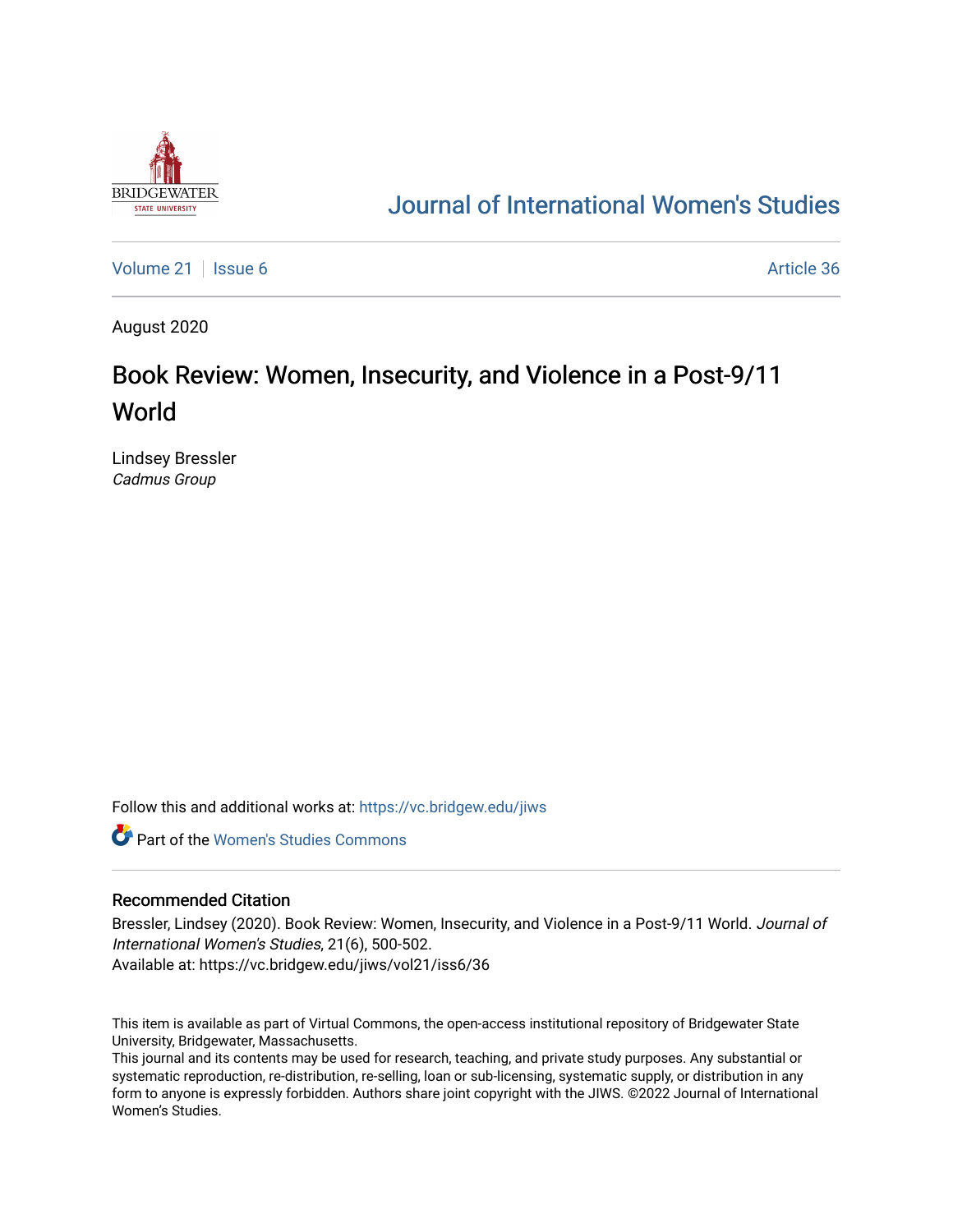Journal of International Women's Studies

Volume 21 | Issue 6 Article 36

August 2020

# Book Review: Women, Insecurity, and Violence in a Post-9/11 World

Lindsey Bressler
*Cadmus Group*

Follow this and additional works at: https://vc.bridgew.edu/jiws

Part of the Women's Studies Commons

## Recommended Citation

Bressler, Lindsey (2020). Book Review: Women, Insecurity, and Violence in a Post-9/11 World. *Journal of International Women's Studies*, 21(6), 500-502.
Available at: https://vc.bridgew.edu/jiws/vol21/iss6/36

This item is available as part of Virtual Commons, the open-access institutional repository of Bridgewater State University, Bridgewater, Massachusetts.
This journal and its contents may be used for research, teaching, and private study purposes. Any substantial or systematic reproduction, re-distribution, re-selling, loan or sub-licensing, systematic supply, or distribution in any form to anyone is expressly forbidden. Authors share joint copyright with the JIWS. ©2022 Journal of International Women's Studies.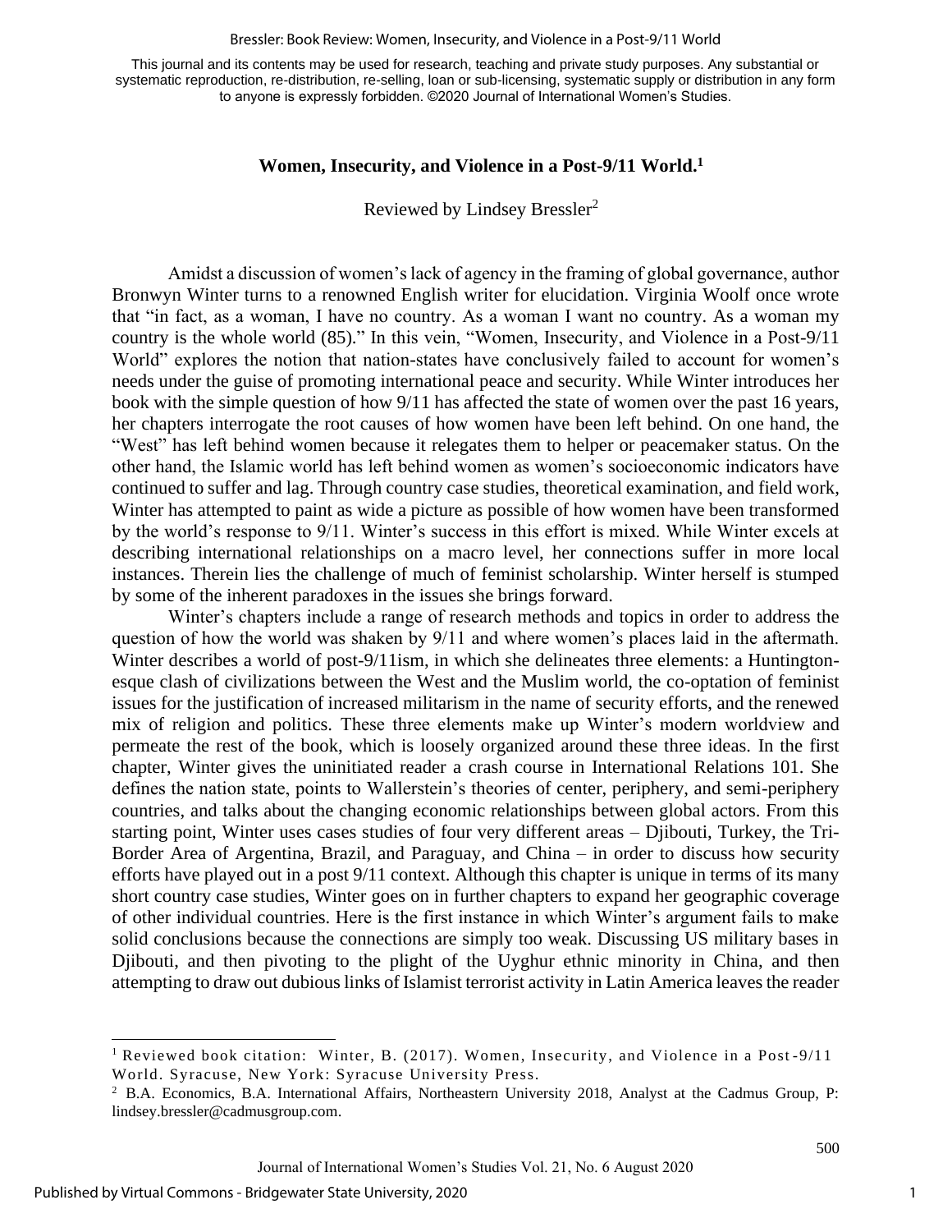## Women, Insecurity, and Violence in a Post-9/11 World.[1]

Reviewed by Lindsey Bressler[2]

Amidst a discussion of women's lack of agency in the framing of global governance, author Bronwyn Winter turns to a renowned English writer for elucidation. Virginia Woolf once wrote that "in fact, as a woman, I have no country. As a woman I want no country. As a woman my country is the whole world (85)." In this vein, "Women, Insecurity, and Violence in a Post-9/11 World" explores the notion that nation-states have conclusively failed to account for women's needs under the guise of promoting international peace and security. While Winter introduces her book with the simple question of how 9/11 has affected the state of women over the past 16 years, her chapters interrogate the root causes of how women have been left behind. On one hand, the "West" has left behind women because it relegates them to helper or peacemaker status. On the other hand, the Islamic world has left behind women as women's socioeconomic indicators have continued to suffer and lag. Through country case studies, theoretical examination, and field work, Winter has attempted to paint as wide a picture as possible of how women have been transformed by the world's response to 9/11. Winter's success in this effort is mixed. While Winter excels at describing international relationships on a macro level, her connections suffer in more local instances. Therein lies the challenge of much of feminist scholarship. Winter herself is stumped by some of the inherent paradoxes in the issues she brings forward.

Winter's chapters include a range of research methods and topics in order to address the question of how the world was shaken by 9/11 and where women's places laid in the aftermath. Winter describes a world of post-9/11ism, in which she delineates three elements: a Huntington-esque clash of civilizations between the West and the Muslim world, the co-optation of feminist issues for the justification of increased militarism in the name of security efforts, and the renewed mix of religion and politics. These three elements make up Winter's modern worldview and permeate the rest of the book, which is loosely organized around these three ideas. In the first chapter, Winter gives the uninitiated reader a crash course in International Relations 101. She defines the nation state, points to Wallerstein's theories of center, periphery, and semi-periphery countries, and talks about the changing economic relationships between global actors. From this starting point, Winter uses cases studies of four very different areas – Djibouti, Turkey, the Tri-Border Area of Argentina, Brazil, and Paraguay, and China – in order to discuss how security efforts have played out in a post 9/11 context. Although this chapter is unique in terms of its many short country case studies, Winter goes on in further chapters to expand her geographic coverage of other individual countries. Here is the first instance in which Winter's argument fails to make solid conclusions because the connections are simply too weak. Discussing US military bases in Djibouti, and then pivoting to the plight of the Uyghur ethnic minority in China, and then attempting to draw out dubious links of Islamist terrorist activity in Latin America leaves the reader

[1] Reviewed book citation: Winter, B. (2017). Women, Insecurity, and Violence in a Post-9/11 World. Syracuse, New York: Syracuse University Press.

[2] B.A. Economics, B.A. International Affairs, Northeastern University 2018, Analyst at the Cadmus Group, P: lindsey.bressler@cadmusgroup.com.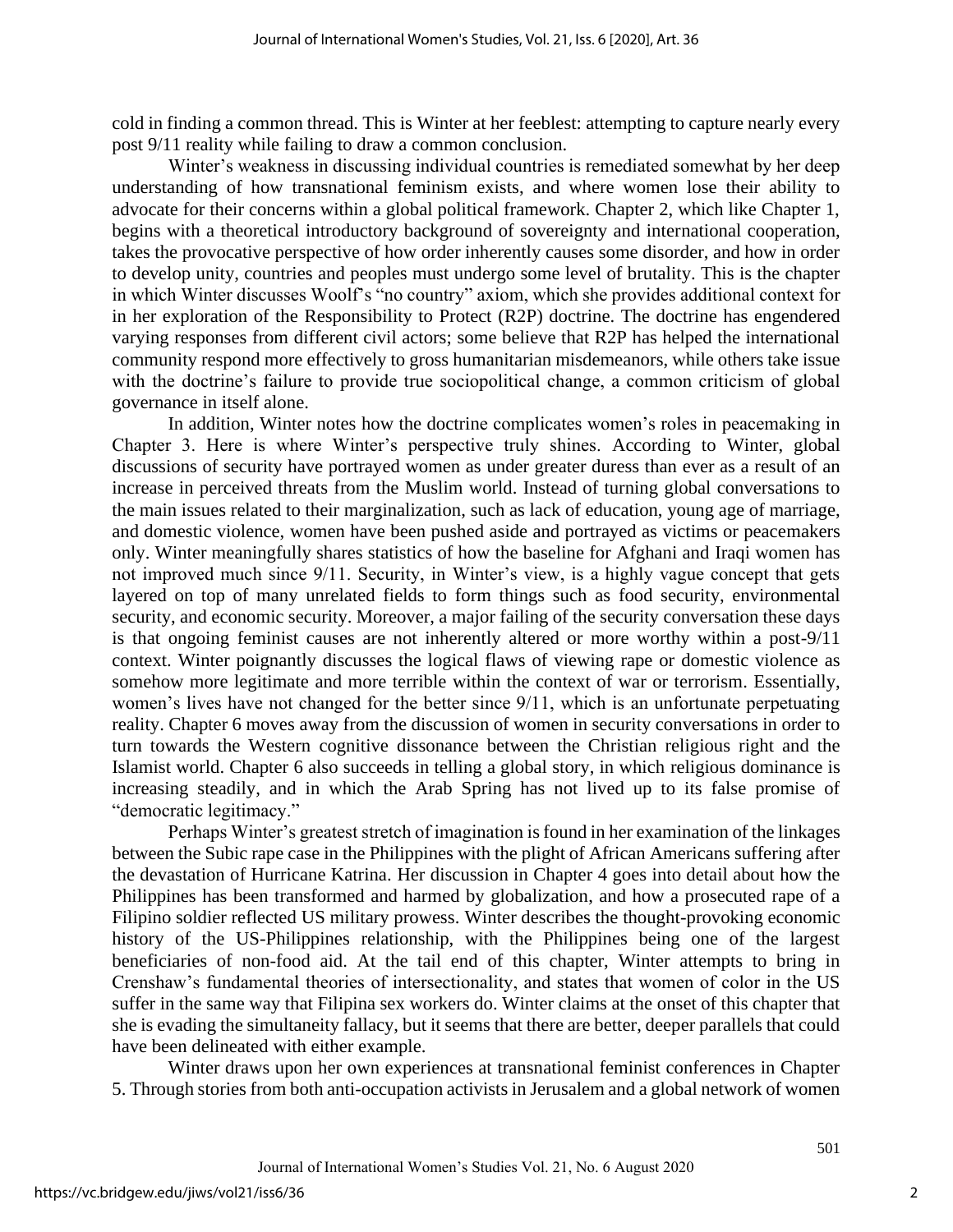cold in finding a common thread. This is Winter at her feeblest: attempting to capture nearly every post 9/11 reality while failing to draw a common conclusion.

Winter's weakness in discussing individual countries is remediated somewhat by her deep understanding of how transnational feminism exists, and where women lose their ability to advocate for their concerns within a global political framework. Chapter 2, which like Chapter 1, begins with a theoretical introductory background of sovereignty and international cooperation, takes the provocative perspective of how order inherently causes some disorder, and how in order to develop unity, countries and peoples must undergo some level of brutality. This is the chapter in which Winter discusses Woolf's "no country" axiom, which she provides additional context for in her exploration of the Responsibility to Protect (R2P) doctrine. The doctrine has engendered varying responses from different civil actors; some believe that R2P has helped the international community respond more effectively to gross humanitarian misdemeanors, while others take issue with the doctrine's failure to provide true sociopolitical change, a common criticism of global governance in itself alone.

In addition, Winter notes how the doctrine complicates women's roles in peacemaking in Chapter 3. Here is where Winter's perspective truly shines. According to Winter, global discussions of security have portrayed women as under greater duress than ever as a result of an increase in perceived threats from the Muslim world. Instead of turning global conversations to the main issues related to their marginalization, such as lack of education, young age of marriage, and domestic violence, women have been pushed aside and portrayed as victims or peacemakers only. Winter meaningfully shares statistics of how the baseline for Afghani and Iraqi women has not improved much since 9/11. Security, in Winter's view, is a highly vague concept that gets layered on top of many unrelated fields to form things such as food security, environmental security, and economic security. Moreover, a major failing of the security conversation these days is that ongoing feminist causes are not inherently altered or more worthy within a post-9/11 context. Winter poignantly discusses the logical flaws of viewing rape or domestic violence as somehow more legitimate and more terrible within the context of war or terrorism. Essentially, women's lives have not changed for the better since 9/11, which is an unfortunate perpetuating reality. Chapter 6 moves away from the discussion of women in security conversations in order to turn towards the Western cognitive dissonance between the Christian religious right and the Islamist world. Chapter 6 also succeeds in telling a global story, in which religious dominance is increasing steadily, and in which the Arab Spring has not lived up to its false promise of "democratic legitimacy."

Perhaps Winter's greatest stretch of imagination is found in her examination of the linkages between the Subic rape case in the Philippines with the plight of African Americans suffering after the devastation of Hurricane Katrina. Her discussion in Chapter 4 goes into detail about how the Philippines has been transformed and harmed by globalization, and how a prosecuted rape of a Filipino soldier reflected US military prowess. Winter describes the thought-provoking economic history of the US-Philippines relationship, with the Philippines being one of the largest beneficiaries of non-food aid. At the tail end of this chapter, Winter attempts to bring in Crenshaw's fundamental theories of intersectionality, and states that women of color in the US suffer in the same way that Filipina sex workers do. Winter claims at the onset of this chapter that she is evading the simultaneity fallacy, but it seems that there are better, deeper parallels that could have been delineated with either example.

Winter draws upon her own experiences at transnational feminist conferences in Chapter 5. Through stories from both anti-occupation activists in Jerusalem and a global network of women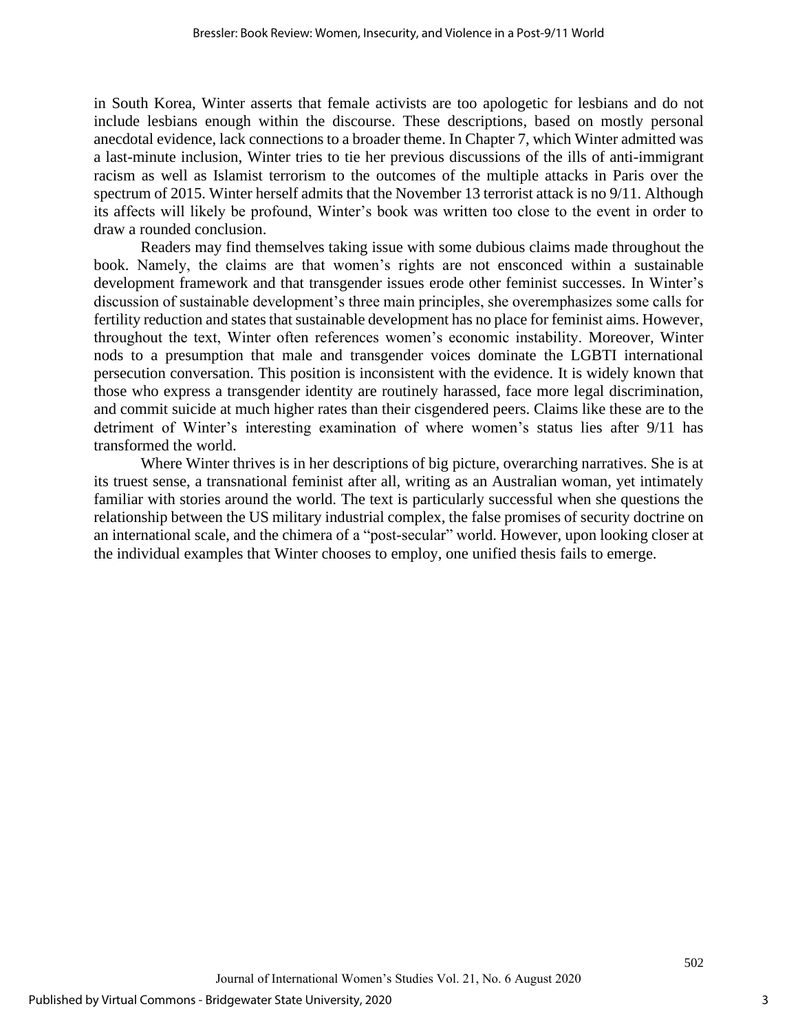in South Korea, Winter asserts that female activists are too apologetic for lesbians and do not include lesbians enough within the discourse. These descriptions, based on mostly personal anecdotal evidence, lack connections to a broader theme. In Chapter 7, which Winter admitted was a last-minute inclusion, Winter tries to tie her previous discussions of the ills of anti-immigrant racism as well as Islamist terrorism to the outcomes of the multiple attacks in Paris over the spectrum of 2015. Winter herself admits that the November 13 terrorist attack is no 9/11. Although its affects will likely be profound, Winter's book was written too close to the event in order to draw a rounded conclusion.

Readers may find themselves taking issue with some dubious claims made throughout the book. Namely, the claims are that women's rights are not ensconced within a sustainable development framework and that transgender issues erode other feminist successes. In Winter's discussion of sustainable development's three main principles, she overemphasizes some calls for fertility reduction and states that sustainable development has no place for feminist aims. However, throughout the text, Winter often references women's economic instability. Moreover, Winter nods to a presumption that male and transgender voices dominate the LGBTI international persecution conversation. This position is inconsistent with the evidence. It is widely known that those who express a transgender identity are routinely harassed, face more legal discrimination, and commit suicide at much higher rates than their cisgendered peers. Claims like these are to the detriment of Winter's interesting examination of where women's status lies after 9/11 has transformed the world.

Where Winter thrives is in her descriptions of big picture, overarching narratives. She is at its truest sense, a transnational feminist after all, writing as an Australian woman, yet intimately familiar with stories around the world. The text is particularly successful when she questions the relationship between the US military industrial complex, the false promises of security doctrine on an international scale, and the chimera of a "post-secular" world. However, upon looking closer at the individual examples that Winter chooses to employ, one unified thesis fails to emerge.